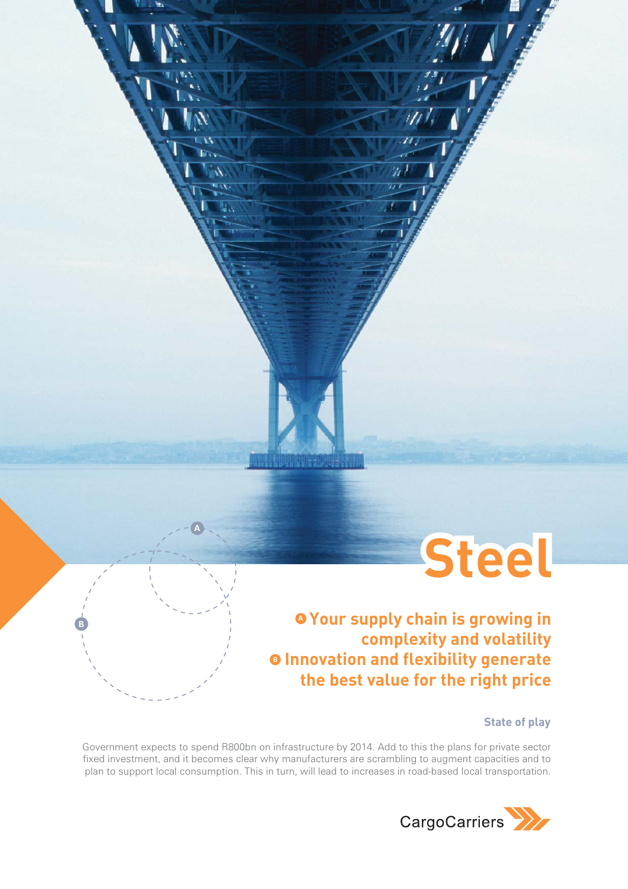# Steel

## A Your supply chain is growing in complexity and volatility
## B Innovation and flexibility generate the best value for the right price

### State of play

Government expects to spend R800bn on infrastructure by 2014. Add to this the plans for private sector fixed investment, and it becomes clear why manufacturers are scrambling to augment capacities and to plan to support local consumption. This in turn, will lead to increases in road-based local transportation.

CargoCarriers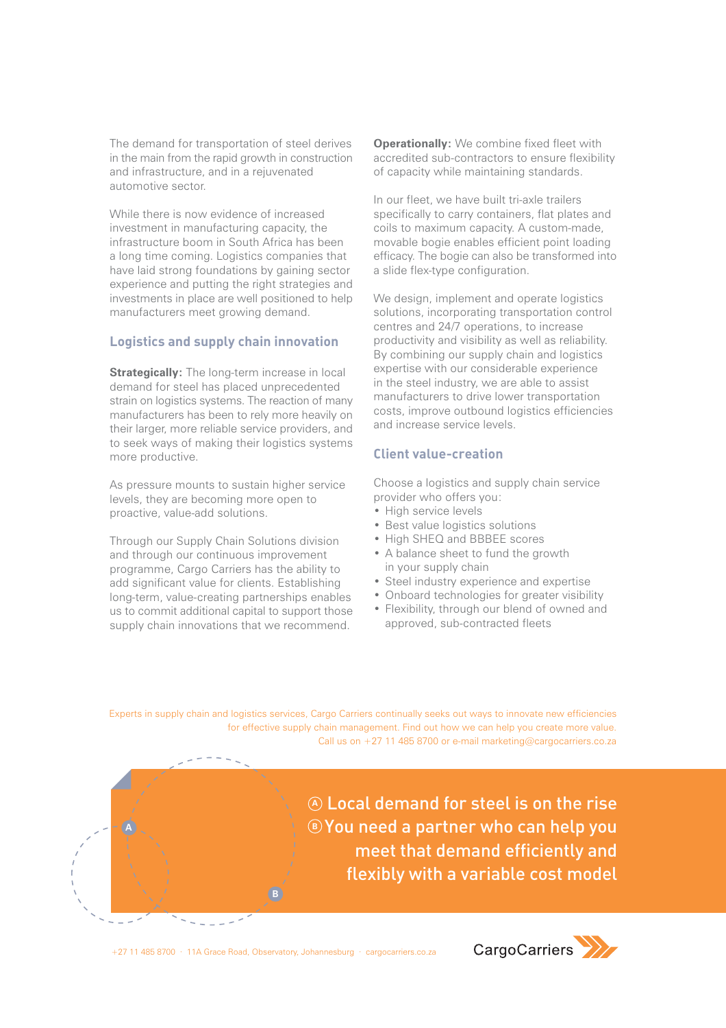The demand for transportation of steel derives in the main from the rapid growth in construction and infrastructure, and in a rejuvenated automotive sector.

While there is now evidence of increased investment in manufacturing capacity, the infrastructure boom in South Africa has been a long time coming. Logistics companies that have laid strong foundations by gaining sector experience and putting the right strategies and investments in place are well positioned to help manufacturers meet growing demand.

## Logistics and supply chain innovation

**Strategically:** The long-term increase in local demand for steel has placed unprecedented strain on logistics systems. The reaction of many manufacturers has been to rely more heavily on their larger, more reliable service providers, and to seek ways of making their logistics systems more productive.

As pressure mounts to sustain higher service levels, they are becoming more open to proactive, value-add solutions.

Through our Supply Chain Solutions division and through our continuous improvement programme, Cargo Carriers has the ability to add significant value for clients. Establishing long-term, value-creating partnerships enables us to commit additional capital to support those supply chain innovations that we recommend.

**Operationally:** We combine fixed fleet with accredited sub-contractors to ensure flexibility of capacity while maintaining standards.

In our fleet, we have built tri-axle trailers specifically to carry containers, flat plates and coils to maximum capacity. A custom-made, movable bogie enables efficient point loading efficacy. The bogie can also be transformed into a slide flex-type configuration.

We design, implement and operate logistics solutions, incorporating transportation control centres and 24/7 operations, to increase productivity and visibility as well as reliability. By combining our supply chain and logistics expertise with our considerable experience in the steel industry, we are able to assist manufacturers to drive lower transportation costs, improve outbound logistics efficiencies and increase service levels.

## Client value-creation

Choose a logistics and supply chain service provider who offers you:

- High service levels
- Best value logistics solutions
- High SHEQ and BBBEE scores
- A balance sheet to fund the growth in your supply chain
- Steel industry experience and expertise
- Onboard technologies for greater visibility
- Flexibility, through our blend of owned and approved, sub-contracted fleets

Experts in supply chain and logistics services, Cargo Carriers continually seeks out ways to innovate new efficiencies for effective supply chain management. Find out how we can help you create more value. Call us on +27 11 485 8700 or e-mail marketing@cargocarriers.co.za

Ⓐ Local demand for steel is on the rise
Ⓑ You need a partner who can help you meet that demand efficiently and flexibly with a variable cost model

+27 11 485 8700 · 11A Grace Road, Observatory, Johannesburg · cargocarriers.co.za

CargoCarriers